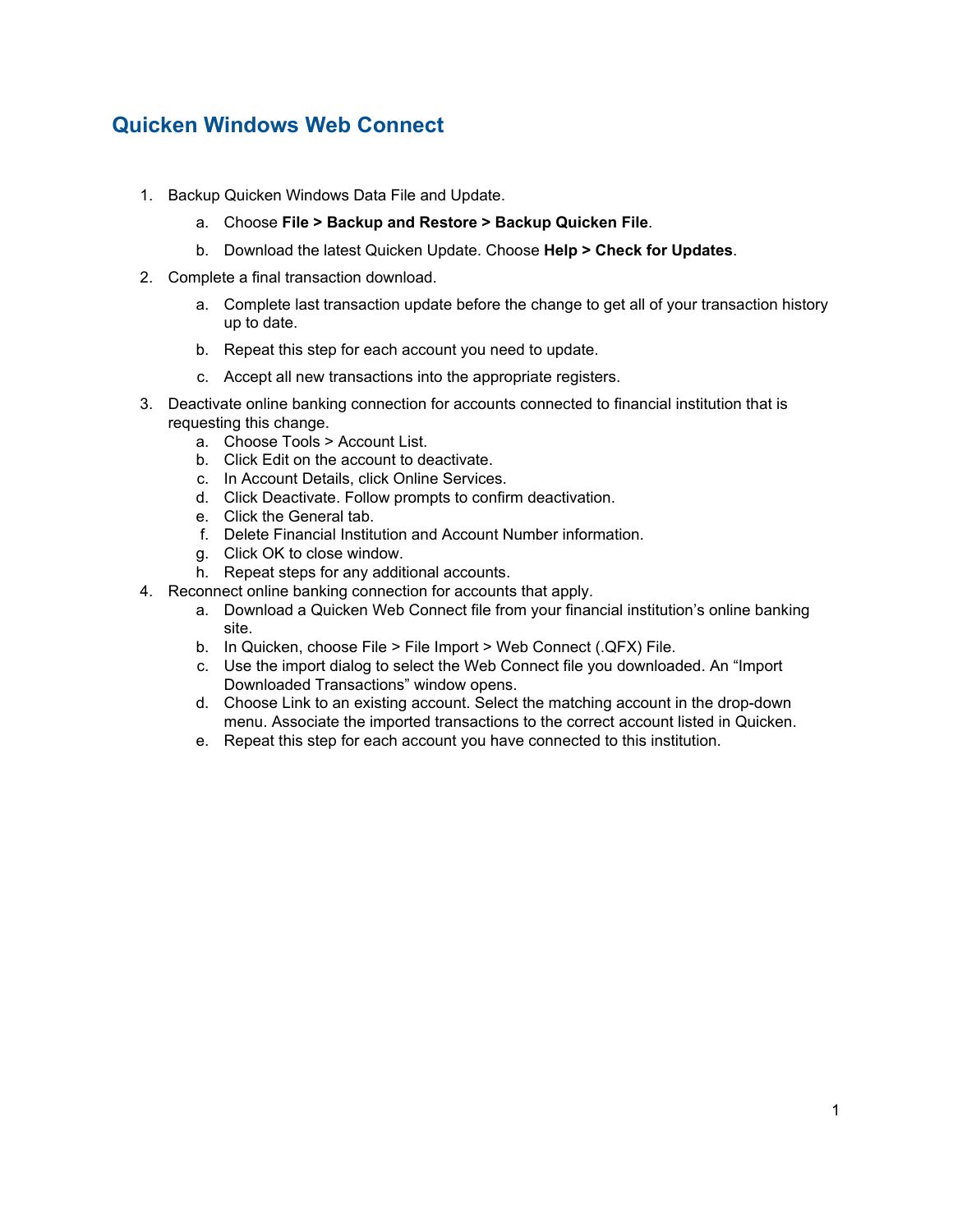# Quicken Windows Web Connect

1. Backup Quicken Windows Data File and Update.
    a. Choose **File > Backup and Restore > Backup Quicken File**.
    b. Download the latest Quicken Update. Choose **Help > Check for Updates**.
2. Complete a final transaction download.
    a. Complete last transaction update before the change to get all of your transaction history up to date.
    b. Repeat this step for each account you need to update.
    c. Accept all new transactions into the appropriate registers.
3. Deactivate online banking connection for accounts connected to financial institution that is requesting this change.
    a. Choose Tools > Account List.
    b. Click Edit on the account to deactivate.
    c. In Account Details, click Online Services.
    d. Click Deactivate. Follow prompts to confirm deactivation.
    e. Click the General tab.
    f. Delete Financial Institution and Account Number information.
    g. Click OK to close window.
    h. Repeat steps for any additional accounts.
4. Reconnect online banking connection for accounts that apply.
    a. Download a Quicken Web Connect file from your financial institution's online banking site.
    b. In Quicken, choose File > File Import > Web Connect (.QFX) File.
    c. Use the import dialog to select the Web Connect file you downloaded. An "Import Downloaded Transactions" window opens.
    d. Choose Link to an existing account. Select the matching account in the drop-down menu. Associate the imported transactions to the correct account listed in Quicken.
    e. Repeat this step for each account you have connected to this institution.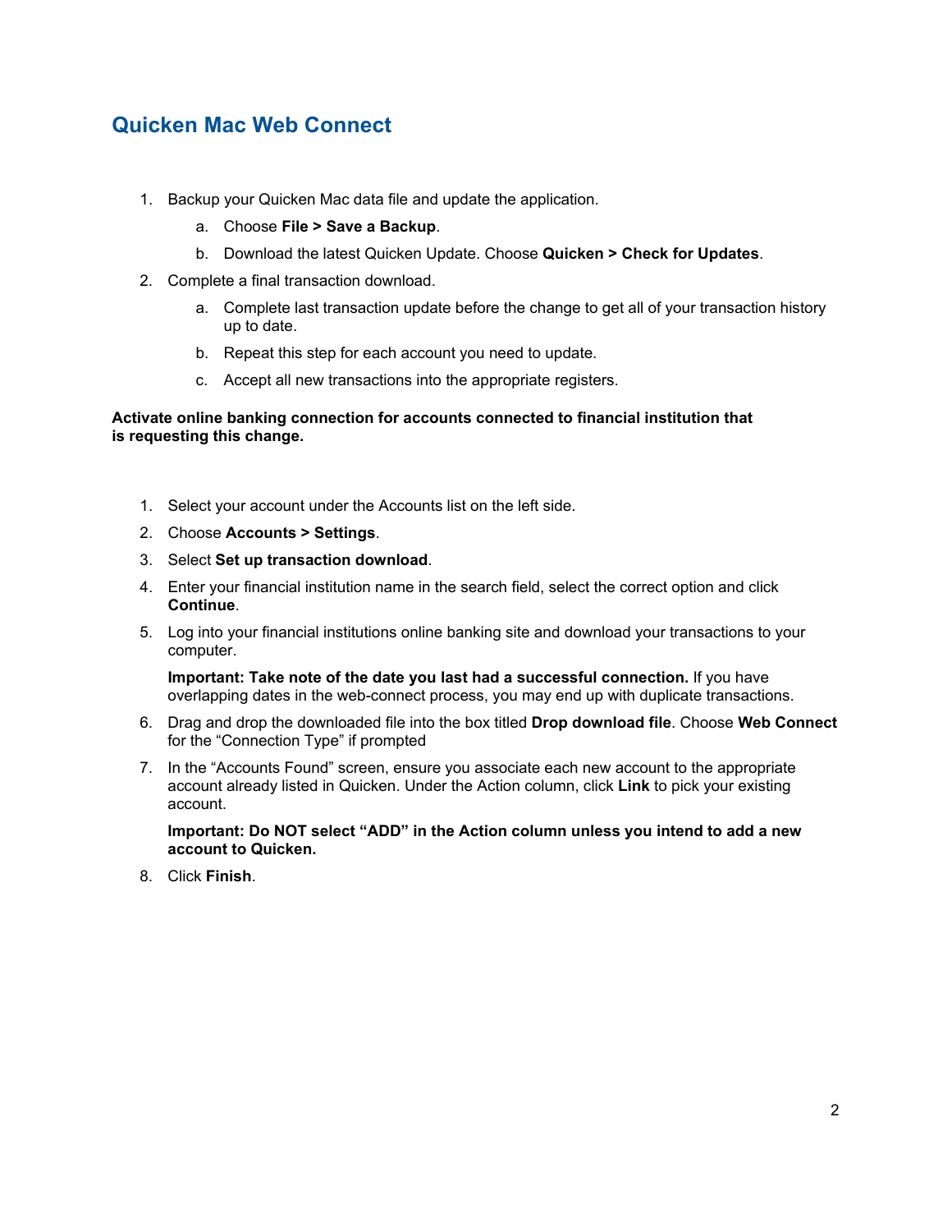## Quicken Mac Web Connect

1. Backup your Quicken Mac data file and update the application.
   a. Choose **File > Save a Backup**.
   b. Download the latest Quicken Update. Choose **Quicken > Check for Updates**.
2. Complete a final transaction download.
   a. Complete last transaction update before the change to get all of your transaction history up to date.
   b. Repeat this step for each account you need to update.
   c. Accept all new transactions into the appropriate registers.

**Activate online banking connection for accounts connected to financial institution that is requesting this change.**

1. Select your account under the Accounts list on the left side.
2. Choose **Accounts > Settings**.
3. Select **Set up transaction download**.
4. Enter your financial institution name in the search field, select the correct option and click **Continue**.
5. Log into your financial institutions online banking site and download your transactions to your computer.

   **Important: Take note of the date you last had a successful connection.** If you have overlapping dates in the web-connect process, you may end up with duplicate transactions.
6. Drag and drop the downloaded file into the box titled **Drop download file**. Choose **Web Connect** for the "Connection Type" if prompted
7. In the "Accounts Found" screen, ensure you associate each new account to the appropriate account already listed in Quicken. Under the Action column, click **Link** to pick your existing account.

   **Important: Do NOT select "ADD" in the Action column unless you intend to add a new account to Quicken.**
8. Click **Finish**.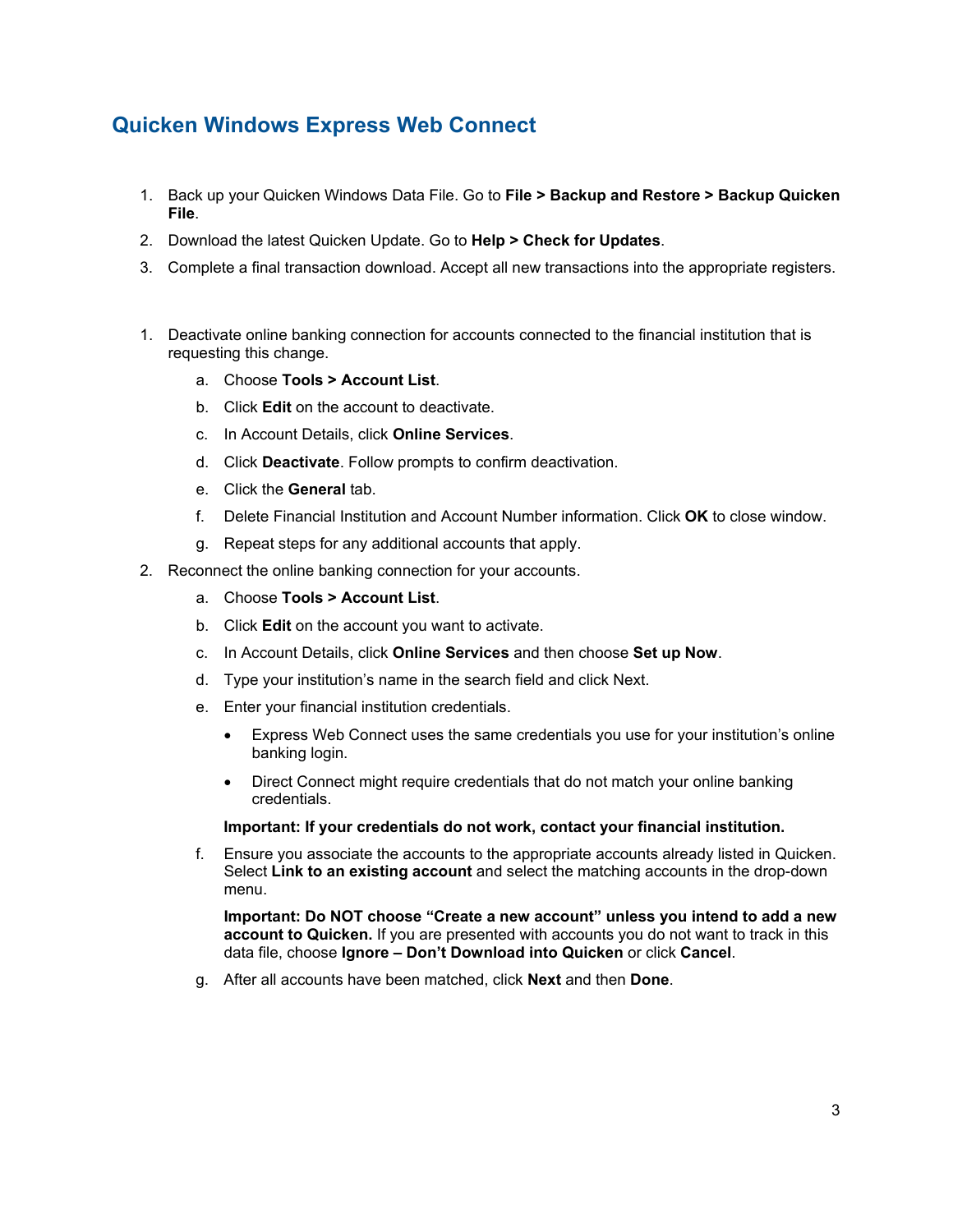## Quicken Windows Express Web Connect

1. Back up your Quicken Windows Data File. Go to **File > Backup and Restore > Backup Quicken File**.
2. Download the latest Quicken Update. Go to **Help > Check for Updates**.
3. Complete a final transaction download. Accept all new transactions into the appropriate registers.

1. Deactivate online banking connection for accounts connected to the financial institution that is requesting this change.
   a. Choose **Tools > Account List**.
   b. Click **Edit** on the account to deactivate.
   c. In Account Details, click **Online Services**.
   d. Click **Deactivate**. Follow prompts to confirm deactivation.
   e. Click the **General** tab.
   f. Delete Financial Institution and Account Number information. Click **OK** to close window.
   g. Repeat steps for any additional accounts that apply.
2. Reconnect the online banking connection for your accounts.
   a. Choose **Tools > Account List**.
   b. Click **Edit** on the account you want to activate.
   c. In Account Details, click **Online Services** and then choose **Set up Now**.
   d. Type your institution's name in the search field and click Next.
   e. Enter your financial institution credentials.
      - Express Web Connect uses the same credentials you use for your institution's online banking login.
      - Direct Connect might require credentials that do not match your online banking credentials.

      **Important: If your credentials do not work, contact your financial institution.**
   f. Ensure you associate the accounts to the appropriate accounts already listed in Quicken. Select **Link to an existing account** and select the matching accounts in the drop-down menu.

      **Important: Do NOT choose "Create a new account" unless you intend to add a new account to Quicken.** If you are presented with accounts you do not want to track in this data file, choose **Ignore – Don't Download into Quicken** or click **Cancel**.
   g. After all accounts have been matched, click **Next** and then **Done**.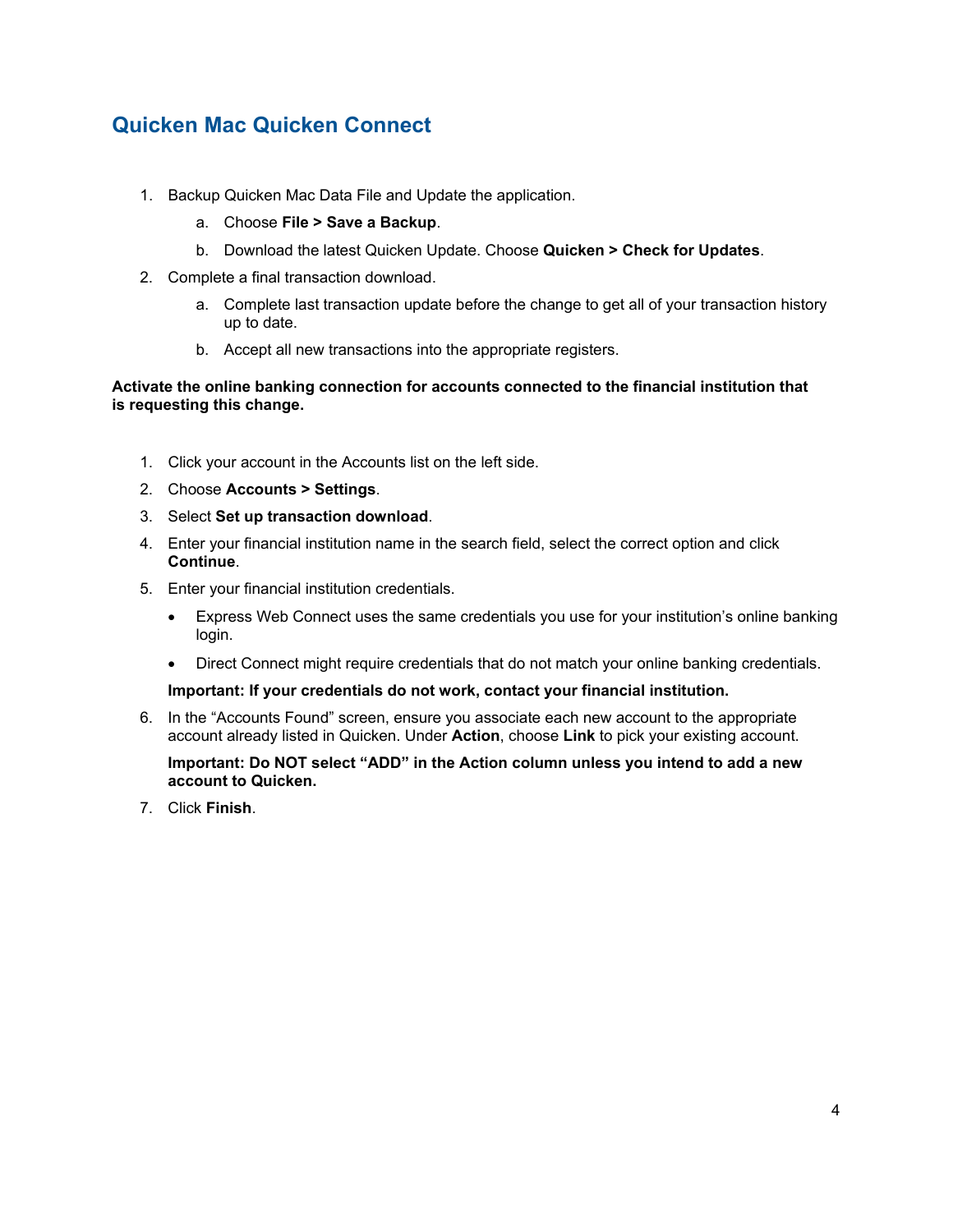## Quicken Mac Quicken Connect

1. Backup Quicken Mac Data File and Update the application.
   a. Choose **File > Save a Backup**.
   b. Download the latest Quicken Update. Choose **Quicken > Check for Updates**.
2. Complete a final transaction download.
   a. Complete last transaction update before the change to get all of your transaction history up to date.
   b. Accept all new transactions into the appropriate registers.

**Activate the online banking connection for accounts connected to the financial institution that is requesting this change.**

1. Click your account in the Accounts list on the left side.
2. Choose **Accounts > Settings**.
3. Select **Set up transaction download**.
4. Enter your financial institution name in the search field, select the correct option and click **Continue**.
5. Enter your financial institution credentials.
   - Express Web Connect uses the same credentials you use for your institution's online banking login.
   - Direct Connect might require credentials that do not match your online banking credentials.

   **Important: If your credentials do not work, contact your financial institution.**
6. In the "Accounts Found" screen, ensure you associate each new account to the appropriate account already listed in Quicken. Under **Action**, choose **Link** to pick your existing account.

   **Important: Do NOT select "ADD" in the Action column unless you intend to add a new account to Quicken.**
7. Click **Finish**.